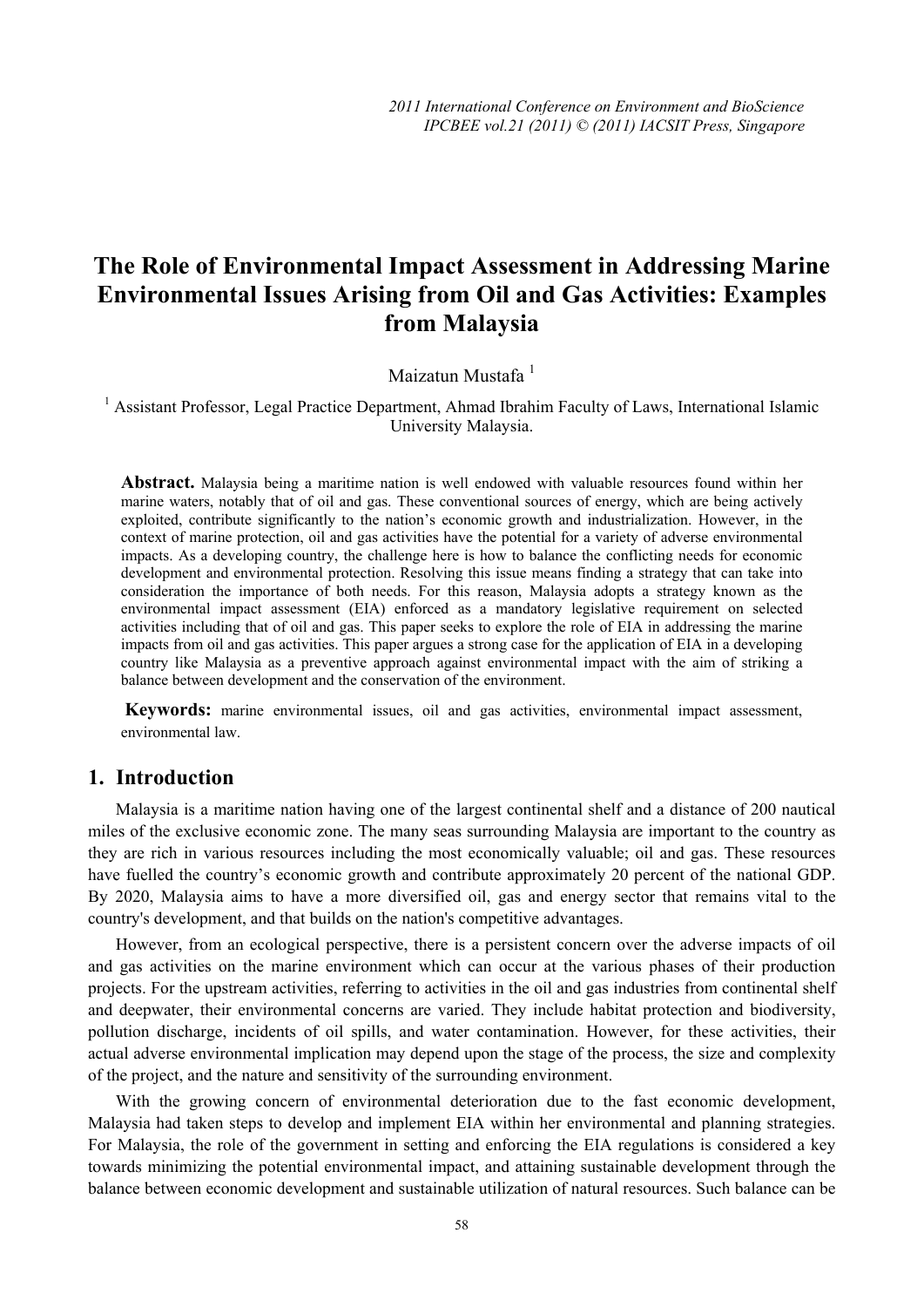# The Role of Environmental Impact Assessment in Addressing Marine Environmental Issues Arising from Oil and Gas Activities: Examples from Malaysia

Maizatun Mustafa [1]

[1] Assistant Professor, Legal Practice Department, Ahmad Ibrahim Faculty of Laws, International Islamic University Malaysia.

**Abstract.** Malaysia being a maritime nation is well endowed with valuable resources found within her marine waters, notably that of oil and gas. These conventional sources of energy, which are being actively exploited, contribute significantly to the nation's economic growth and industrialization. However, in the context of marine protection, oil and gas activities have the potential for a variety of adverse environmental impacts. As a developing country, the challenge here is how to balance the conflicting needs for economic development and environmental protection. Resolving this issue means finding a strategy that can take into consideration the importance of both needs. For this reason, Malaysia adopts a strategy known as the environmental impact assessment (EIA) enforced as a mandatory legislative requirement on selected activities including that of oil and gas. This paper seeks to explore the role of EIA in addressing the marine impacts from oil and gas activities. This paper argues a strong case for the application of EIA in a developing country like Malaysia as a preventive approach against environmental impact with the aim of striking a balance between development and the conservation of the environment.

**Keywords:** marine environmental issues, oil and gas activities, environmental impact assessment, environmental law.

## 1. Introduction

Malaysia is a maritime nation having one of the largest continental shelf and a distance of 200 nautical miles of the exclusive economic zone. The many seas surrounding Malaysia are important to the country as they are rich in various resources including the most economically valuable; oil and gas. These resources have fuelled the country's economic growth and contribute approximately 20 percent of the national GDP. By 2020, Malaysia aims to have a more diversified oil, gas and energy sector that remains vital to the country's development, and that builds on the nation's competitive advantages.

However, from an ecological perspective, there is a persistent concern over the adverse impacts of oil and gas activities on the marine environment which can occur at the various phases of their production projects. For the upstream activities, referring to activities in the oil and gas industries from continental shelf and deepwater, their environmental concerns are varied. They include habitat protection and biodiversity, pollution discharge, incidents of oil spills, and water contamination. However, for these activities, their actual adverse environmental implication may depend upon the stage of the process, the size and complexity of the project, and the nature and sensitivity of the surrounding environment.

With the growing concern of environmental deterioration due to the fast economic development, Malaysia had taken steps to develop and implement EIA within her environmental and planning strategies. For Malaysia, the role of the government in setting and enforcing the EIA regulations is considered a key towards minimizing the potential environmental impact, and attaining sustainable development through the balance between economic development and sustainable utilization of natural resources. Such balance can be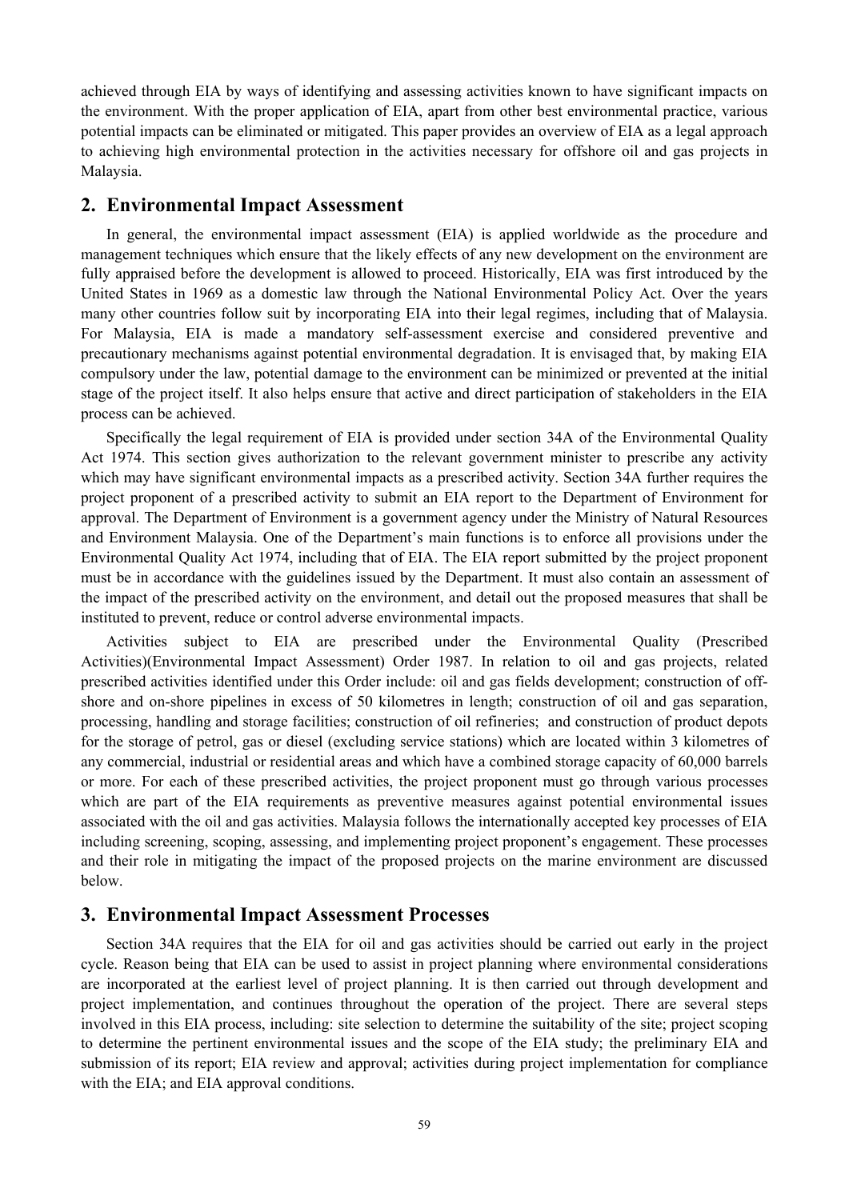achieved through EIA by ways of identifying and assessing activities known to have significant impacts on the environment. With the proper application of EIA, apart from other best environmental practice, various potential impacts can be eliminated or mitigated. This paper provides an overview of EIA as a legal approach to achieving high environmental protection in the activities necessary for offshore oil and gas projects in Malaysia.

## 2. Environmental Impact Assessment

In general, the environmental impact assessment (EIA) is applied worldwide as the procedure and management techniques which ensure that the likely effects of any new development on the environment are fully appraised before the development is allowed to proceed. Historically, EIA was first introduced by the United States in 1969 as a domestic law through the National Environmental Policy Act. Over the years many other countries follow suit by incorporating EIA into their legal regimes, including that of Malaysia. For Malaysia, EIA is made a mandatory self-assessment exercise and considered preventive and precautionary mechanisms against potential environmental degradation. It is envisaged that, by making EIA compulsory under the law, potential damage to the environment can be minimized or prevented at the initial stage of the project itself. It also helps ensure that active and direct participation of stakeholders in the EIA process can be achieved.

Specifically the legal requirement of EIA is provided under section 34A of the Environmental Quality Act 1974. This section gives authorization to the relevant government minister to prescribe any activity which may have significant environmental impacts as a prescribed activity. Section 34A further requires the project proponent of a prescribed activity to submit an EIA report to the Department of Environment for approval. The Department of Environment is a government agency under the Ministry of Natural Resources and Environment Malaysia. One of the Department's main functions is to enforce all provisions under the Environmental Quality Act 1974, including that of EIA. The EIA report submitted by the project proponent must be in accordance with the guidelines issued by the Department. It must also contain an assessment of the impact of the prescribed activity on the environment, and detail out the proposed measures that shall be instituted to prevent, reduce or control adverse environmental impacts.

Activities subject to EIA are prescribed under the Environmental Quality (Prescribed Activities)(Environmental Impact Assessment) Order 1987. In relation to oil and gas projects, related prescribed activities identified under this Order include: oil and gas fields development; construction of off-shore and on-shore pipelines in excess of 50 kilometres in length; construction of oil and gas separation, processing, handling and storage facilities; construction of oil refineries; and construction of product depots for the storage of petrol, gas or diesel (excluding service stations) which are located within 3 kilometres of any commercial, industrial or residential areas and which have a combined storage capacity of 60,000 barrels or more. For each of these prescribed activities, the project proponent must go through various processes which are part of the EIA requirements as preventive measures against potential environmental issues associated with the oil and gas activities. Malaysia follows the internationally accepted key processes of EIA including screening, scoping, assessing, and implementing project proponent's engagement. These processes and their role in mitigating the impact of the proposed projects on the marine environment are discussed below.

## 3. Environmental Impact Assessment Processes

Section 34A requires that the EIA for oil and gas activities should be carried out early in the project cycle. Reason being that EIA can be used to assist in project planning where environmental considerations are incorporated at the earliest level of project planning. It is then carried out through development and project implementation, and continues throughout the operation of the project. There are several steps involved in this EIA process, including: site selection to determine the suitability of the site; project scoping to determine the pertinent environmental issues and the scope of the EIA study; the preliminary EIA and submission of its report; EIA review and approval; activities during project implementation for compliance with the EIA; and EIA approval conditions.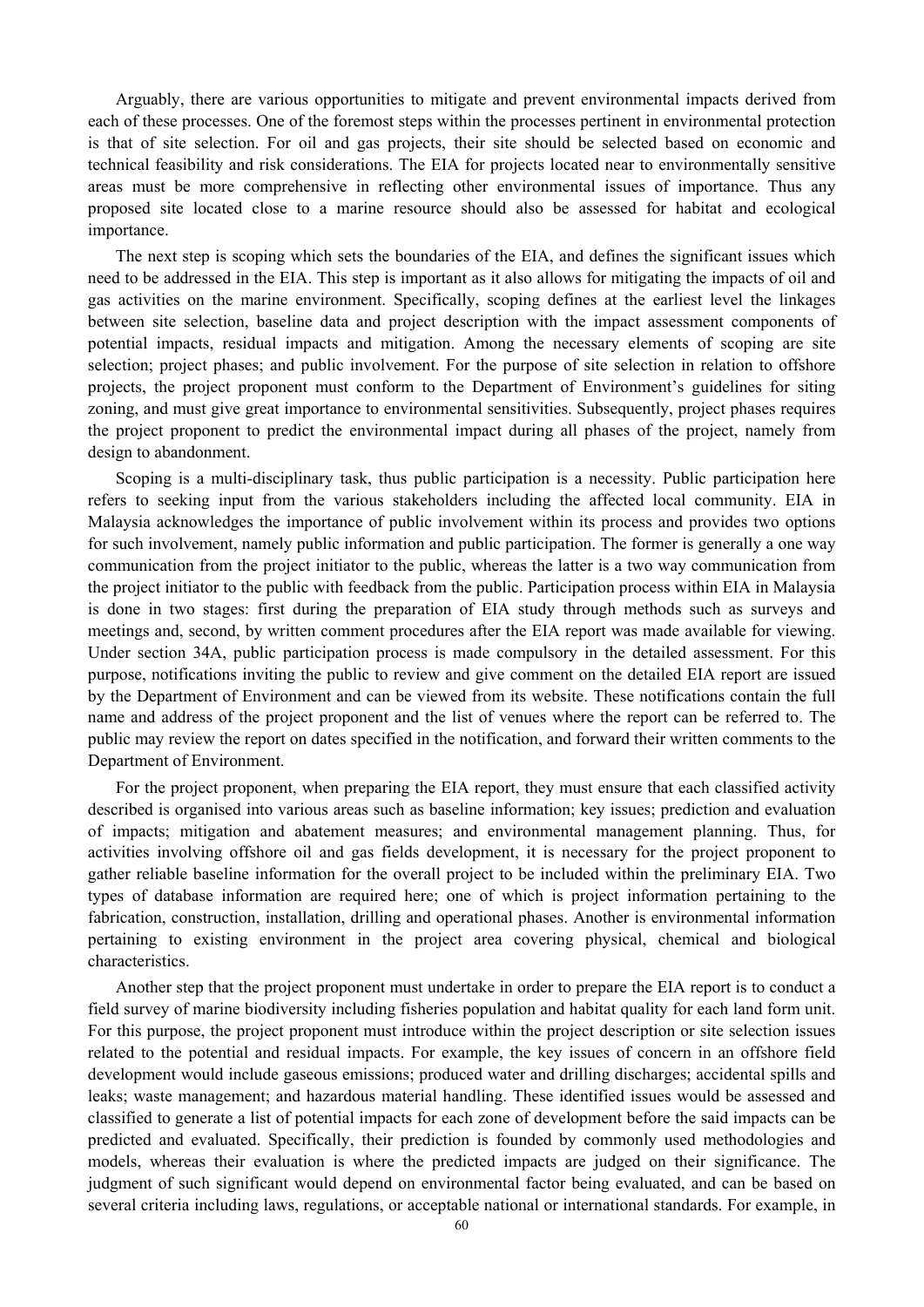Arguably, there are various opportunities to mitigate and prevent environmental impacts derived from each of these processes. One of the foremost steps within the processes pertinent in environmental protection is that of site selection. For oil and gas projects, their site should be selected based on economic and technical feasibility and risk considerations. The EIA for projects located near to environmentally sensitive areas must be more comprehensive in reflecting other environmental issues of importance. Thus any proposed site located close to a marine resource should also be assessed for habitat and ecological importance.

The next step is scoping which sets the boundaries of the EIA, and defines the significant issues which need to be addressed in the EIA. This step is important as it also allows for mitigating the impacts of oil and gas activities on the marine environment. Specifically, scoping defines at the earliest level the linkages between site selection, baseline data and project description with the impact assessment components of potential impacts, residual impacts and mitigation. Among the necessary elements of scoping are site selection; project phases; and public involvement. For the purpose of site selection in relation to offshore projects, the project proponent must conform to the Department of Environment's guidelines for siting zoning, and must give great importance to environmental sensitivities. Subsequently, project phases requires the project proponent to predict the environmental impact during all phases of the project, namely from design to abandonment.

Scoping is a multi-disciplinary task, thus public participation is a necessity. Public participation here refers to seeking input from the various stakeholders including the affected local community. EIA in Malaysia acknowledges the importance of public involvement within its process and provides two options for such involvement, namely public information and public participation. The former is generally a one way communication from the project initiator to the public, whereas the latter is a two way communication from the project initiator to the public with feedback from the public. Participation process within EIA in Malaysia is done in two stages: first during the preparation of EIA study through methods such as surveys and meetings and, second, by written comment procedures after the EIA report was made available for viewing. Under section 34A, public participation process is made compulsory in the detailed assessment. For this purpose, notifications inviting the public to review and give comment on the detailed EIA report are issued by the Department of Environment and can be viewed from its website. These notifications contain the full name and address of the project proponent and the list of venues where the report can be referred to. The public may review the report on dates specified in the notification, and forward their written comments to the Department of Environment.

For the project proponent, when preparing the EIA report, they must ensure that each classified activity described is organised into various areas such as baseline information; key issues; prediction and evaluation of impacts; mitigation and abatement measures; and environmental management planning. Thus, for activities involving offshore oil and gas fields development, it is necessary for the project proponent to gather reliable baseline information for the overall project to be included within the preliminary EIA. Two types of database information are required here; one of which is project information pertaining to the fabrication, construction, installation, drilling and operational phases. Another is environmental information pertaining to existing environment in the project area covering physical, chemical and biological characteristics.

Another step that the project proponent must undertake in order to prepare the EIA report is to conduct a field survey of marine biodiversity including fisheries population and habitat quality for each land form unit. For this purpose, the project proponent must introduce within the project description or site selection issues related to the potential and residual impacts. For example, the key issues of concern in an offshore field development would include gaseous emissions; produced water and drilling discharges; accidental spills and leaks; waste management; and hazardous material handling. These identified issues would be assessed and classified to generate a list of potential impacts for each zone of development before the said impacts can be predicted and evaluated. Specifically, their prediction is founded by commonly used methodologies and models, whereas their evaluation is where the predicted impacts are judged on their significance. The judgment of such significant would depend on environmental factor being evaluated, and can be based on several criteria including laws, regulations, or acceptable national or international standards. For example, in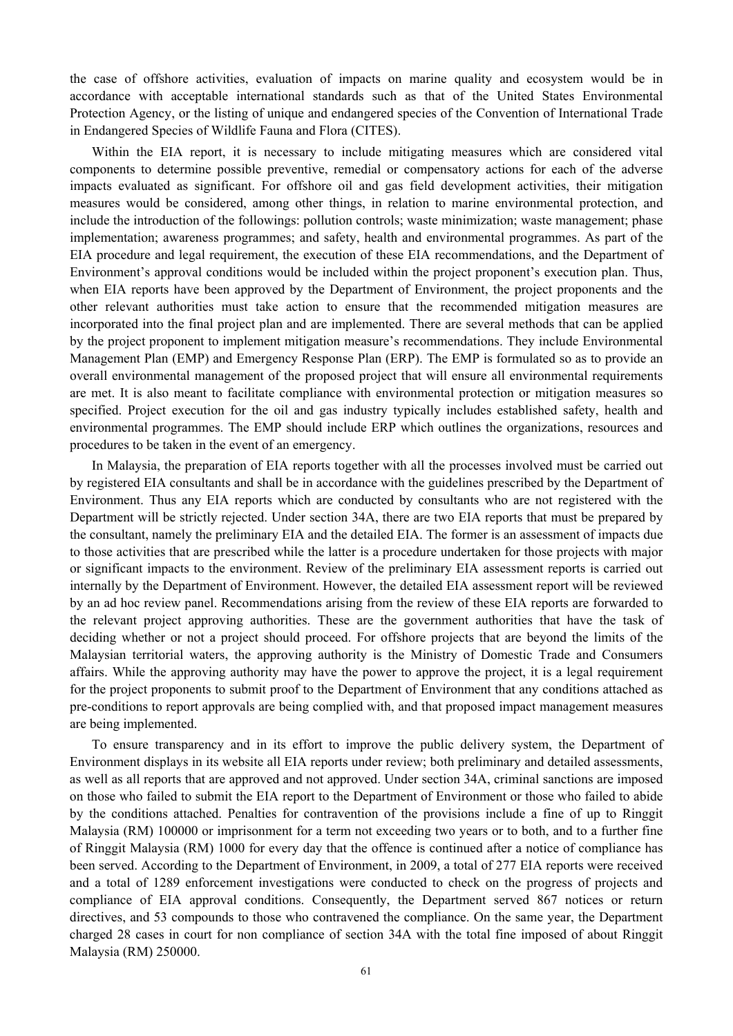the case of offshore activities, evaluation of impacts on marine quality and ecosystem would be in accordance with acceptable international standards such as that of the United States Environmental Protection Agency, or the listing of unique and endangered species of the Convention of International Trade in Endangered Species of Wildlife Fauna and Flora (CITES).

Within the EIA report, it is necessary to include mitigating measures which are considered vital components to determine possible preventive, remedial or compensatory actions for each of the adverse impacts evaluated as significant. For offshore oil and gas field development activities, their mitigation measures would be considered, among other things, in relation to marine environmental protection, and include the introduction of the followings: pollution controls; waste minimization; waste management; phase implementation; awareness programmes; and safety, health and environmental programmes. As part of the EIA procedure and legal requirement, the execution of these EIA recommendations, and the Department of Environment's approval conditions would be included within the project proponent's execution plan. Thus, when EIA reports have been approved by the Department of Environment, the project proponents and the other relevant authorities must take action to ensure that the recommended mitigation measures are incorporated into the final project plan and are implemented. There are several methods that can be applied by the project proponent to implement mitigation measure's recommendations. They include Environmental Management Plan (EMP) and Emergency Response Plan (ERP). The EMP is formulated so as to provide an overall environmental management of the proposed project that will ensure all environmental requirements are met. It is also meant to facilitate compliance with environmental protection or mitigation measures so specified. Project execution for the oil and gas industry typically includes established safety, health and environmental programmes. The EMP should include ERP which outlines the organizations, resources and procedures to be taken in the event of an emergency.

In Malaysia, the preparation of EIA reports together with all the processes involved must be carried out by registered EIA consultants and shall be in accordance with the guidelines prescribed by the Department of Environment. Thus any EIA reports which are conducted by consultants who are not registered with the Department will be strictly rejected. Under section 34A, there are two EIA reports that must be prepared by the consultant, namely the preliminary EIA and the detailed EIA. The former is an assessment of impacts due to those activities that are prescribed while the latter is a procedure undertaken for those projects with major or significant impacts to the environment. Review of the preliminary EIA assessment reports is carried out internally by the Department of Environment. However, the detailed EIA assessment report will be reviewed by an ad hoc review panel. Recommendations arising from the review of these EIA reports are forwarded to the relevant project approving authorities. These are the government authorities that have the task of deciding whether or not a project should proceed. For offshore projects that are beyond the limits of the Malaysian territorial waters, the approving authority is the Ministry of Domestic Trade and Consumers affairs. While the approving authority may have the power to approve the project, it is a legal requirement for the project proponents to submit proof to the Department of Environment that any conditions attached as pre-conditions to report approvals are being complied with, and that proposed impact management measures are being implemented.

To ensure transparency and in its effort to improve the public delivery system, the Department of Environment displays in its website all EIA reports under review; both preliminary and detailed assessments, as well as all reports that are approved and not approved. Under section 34A, criminal sanctions are imposed on those who failed to submit the EIA report to the Department of Environment or those who failed to abide by the conditions attached. Penalties for contravention of the provisions include a fine of up to Ringgit Malaysia (RM) 100000 or imprisonment for a term not exceeding two years or to both, and to a further fine of Ringgit Malaysia (RM) 1000 for every day that the offence is continued after a notice of compliance has been served. According to the Department of Environment, in 2009, a total of 277 EIA reports were received and a total of 1289 enforcement investigations were conducted to check on the progress of projects and compliance of EIA approval conditions. Consequently, the Department served 867 notices or return directives, and 53 compounds to those who contravened the compliance. On the same year, the Department charged 28 cases in court for non compliance of section 34A with the total fine imposed of about Ringgit Malaysia (RM) 250000.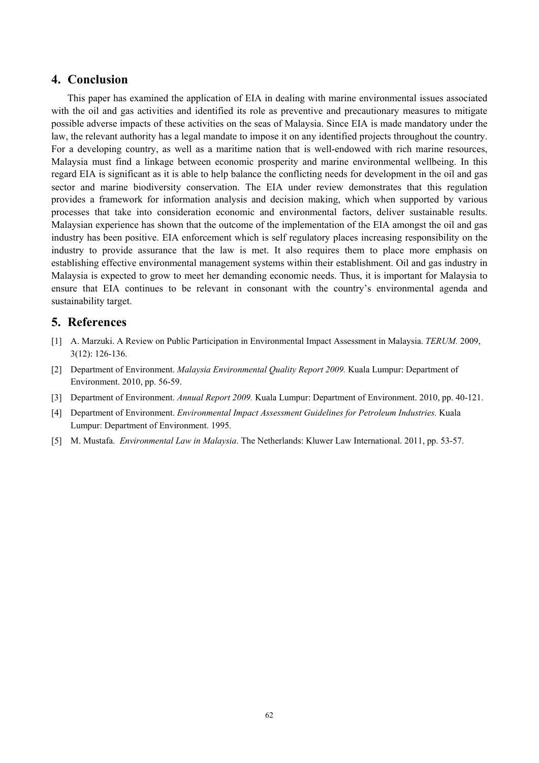## 4. Conclusion

This paper has examined the application of EIA in dealing with marine environmental issues associated with the oil and gas activities and identified its role as preventive and precautionary measures to mitigate possible adverse impacts of these activities on the seas of Malaysia. Since EIA is made mandatory under the law, the relevant authority has a legal mandate to impose it on any identified projects throughout the country. For a developing country, as well as a maritime nation that is well-endowed with rich marine resources, Malaysia must find a linkage between economic prosperity and marine environmental wellbeing. In this regard EIA is significant as it is able to help balance the conflicting needs for development in the oil and gas sector and marine biodiversity conservation. The EIA under review demonstrates that this regulation provides a framework for information analysis and decision making, which when supported by various processes that take into consideration economic and environmental factors, deliver sustainable results. Malaysian experience has shown that the outcome of the implementation of the EIA amongst the oil and gas industry has been positive. EIA enforcement which is self regulatory places increasing responsibility on the industry to provide assurance that the law is met. It also requires them to place more emphasis on establishing effective environmental management systems within their establishment. Oil and gas industry in Malaysia is expected to grow to meet her demanding economic needs. Thus, it is important for Malaysia to ensure that EIA continues to be relevant in consonant with the country's environmental agenda and sustainability target.

## 5. References

[1] A. Marzuki. A Review on Public Participation in Environmental Impact Assessment in Malaysia. *TERUM.* 2009, 3(12): 126-136.

[2] Department of Environment. *Malaysia Environmental Quality Report 2009.* Kuala Lumpur: Department of Environment. 2010, pp. 56-59.

[3] Department of Environment. *Annual Report 2009.* Kuala Lumpur: Department of Environment. 2010, pp. 40-121.

[4] Department of Environment. *Environmental Impact Assessment Guidelines for Petroleum Industries.* Kuala Lumpur: Department of Environment. 1995.

[5] M. Mustafa. *Environmental Law in Malaysia*. The Netherlands: Kluwer Law International. 2011, pp. 53-57.